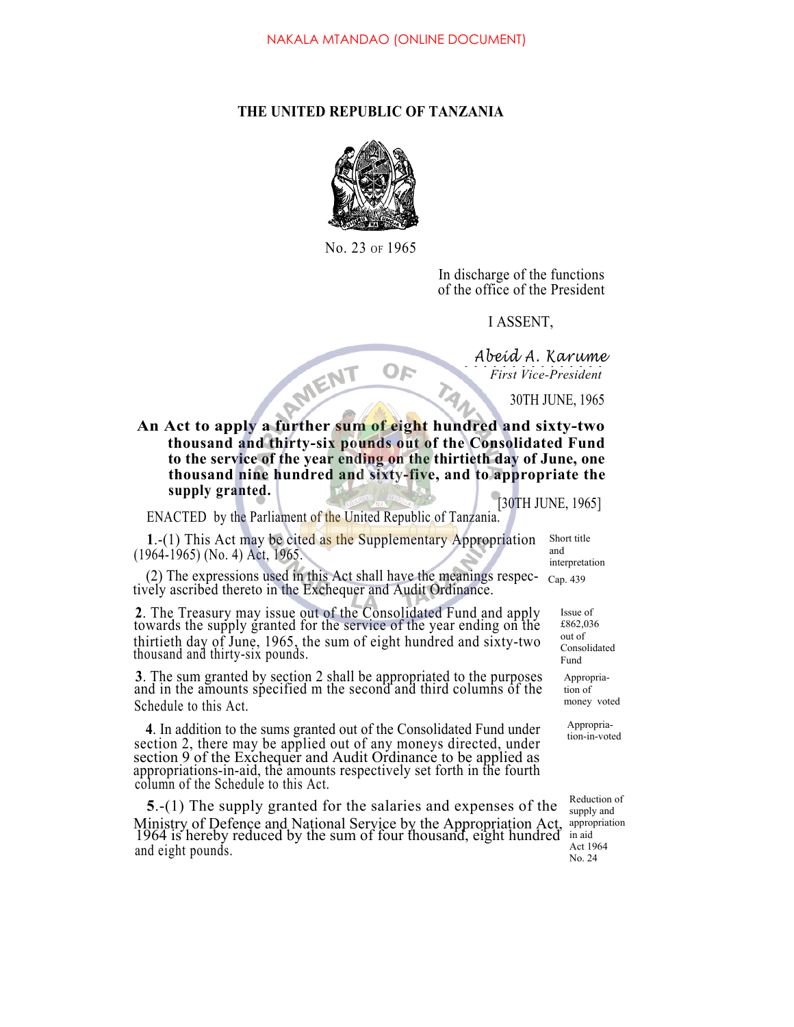NAKALA MTANDAO (ONLINE DOCUMENT)

# THE UNITED REPUBLIC OF TANZANIA

No. 23 OF 1965

In discharge of the functions of the office of the President

I ASSENT,

*Abeid A. Karume*
*First Vice-President*

30TH JUNE, 1965

**An Act to apply a further sum of eight hundred and sixty-two thousand and thirty-six pounds out of the Consolidated Fund to the service of the year ending on the thirtieth day of June, one thousand nine hundred and sixty-five, and to appropriate the supply granted.**

[30TH JUNE, 1965]

ENACTED by the Parliament of the United Republic of Tanzania.

Short title and interpretation

**1**.-(1) This Act may be cited as the Supplementary Appropriation (1964-1965) (No. 4) Act, 1965.

Cap. 439

(2) The expressions used in this Act shall have the meanings respectively ascribed thereto in the Exchequer and Audit Ordinance.

Issue of £862,036 out of Consolidated Fund

**2**. The Treasury may issue out of the Consolidated Fund and apply towards the supply granted for the service of the year ending on the thirtieth day of June, 1965, the sum of eight hundred and sixty-two thousand and thirty-six pounds.

Appropriation of money voted

**3**. The sum granted by section 2 shall be appropriated to the purposes and in the amounts specified m the second and third columns of the Schedule to this Act.

Appropriation-in-voted

**4**. In addition to the sums granted out of the Consolidated Fund under section 2, there may be applied out of any moneys directed, under section 9 of the Exchequer and Audit Ordinance to be applied as appropriations-in-aid, the amounts respectively set forth in the fourth column of the Schedule to this Act.

Reduction of supply and appropriation in aid Act 1964 No. 24

**5**.-(1) The supply granted for the salaries and expenses of the Ministry of Defence and National Service by the Appropriation Act, 1964 is hereby reduced by the sum of four thousand, eight hundred and eight pounds.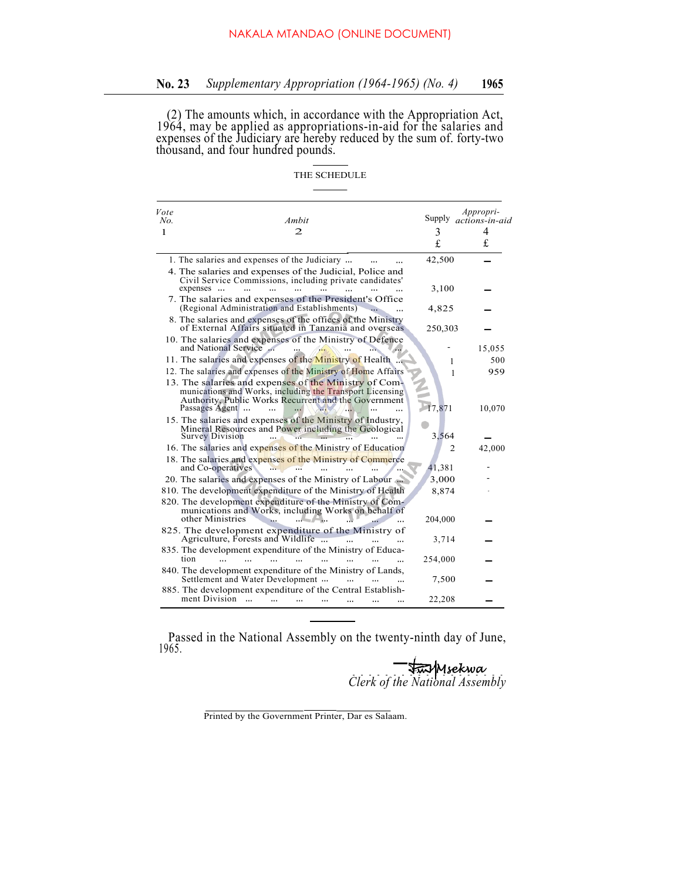NAKALA MTANDAO (ONLINE DOCUMENT)

(2) The amounts which, in accordance with the Appropriation Act, 1964, may be applied as appropriations-in-aid for the salaries and expenses of the Judiciary are hereby reduced by the sum of. forty-two thousand, and four hundred pounds.

THE SCHEDULE

| *Vote No.* 1 | *Ambit* 2 | Supply 3 £ | *Appropri-actions-in-aid* 4 £ |
|---|---|---|---|
| 1. | The salaries and expenses of the Judiciary ... ... ... | 42,500 | – |
| 4. | The salaries and expenses of the Judicial, Police and Civil Service Commissions, including private candidates' expenses ... ... ... ... ... ... ... ... | 3,100 | – |
| 7. | The salaries and expenses of the President's Office (Regional Administration and Establishments) ... ... | 4,825 | – |
| 8. | The salaries and expenses of the offices of the Ministry of External Affairs situated in Tanzania and overseas | 250,303 | – |
| 10. | The salaries and expenses of the Ministry of Defence and National Service ... ... ... ... ... ... | - | 15,055 |
| 11. | The salaries and expenses of the Ministry of Health ... | 1 | 500 |
| 12. | The salaries and expenses of the Ministry of Home Affairs | 1 | 959 |
| 13. | The salaries and expenses of the Ministry of Communications and Works, including the Transport Licensing Authority, Public Works Recurrent and the Government Passages Agent ... ... ... ... ... ... | 17,871 | 10,070 |
| 15. | The salaries and expenses of the Ministry of Industry, Mineral Resources and Power including the Geological Survey Division ... ... ... ... ... ... | 3,564 | – |
| 16. | The salaries and expenses of the Ministry of Education | 2 | 42,000 |
| 18. | The salaries and expenses of the Ministry of Commerce and Co-operatives ... ... ... ... ... ... | 41,381 | - |
| 20. | The salaries and expenses of the Ministry of Labour ... | 3,000 | - |
| 810. | The development expenditure of the Ministry of Health | 8,874 | - |
| 820. | The development expenditure of the Ministry of Communications and Works, including Works on behalf of other Ministries ... ... ... ... ... | 204,000 | – |
| 825. | The development expenditure of the Ministry of Agriculture, Forests and Wildlife ... ... ... ... | 3,714 | – |
| 835. | The development expenditure of the Ministry of Education ... ... ... ... ... ... ... ... | 254,000 | – |
| 840. | The development expenditure of the Ministry of Lands, Settlement and Water Development ... ... ... ... | 7,500 | – |
| 885. | The development expenditure of the Central Establishment Division ... ... ... ... ... ... ... | 22,208 | – |

Passed in the National Assembly on the twenty-ninth day of June, 1965.

Msekwa
*Clerk of the National Assembly*

Printed by the Government Printer, Dar es Salaam.